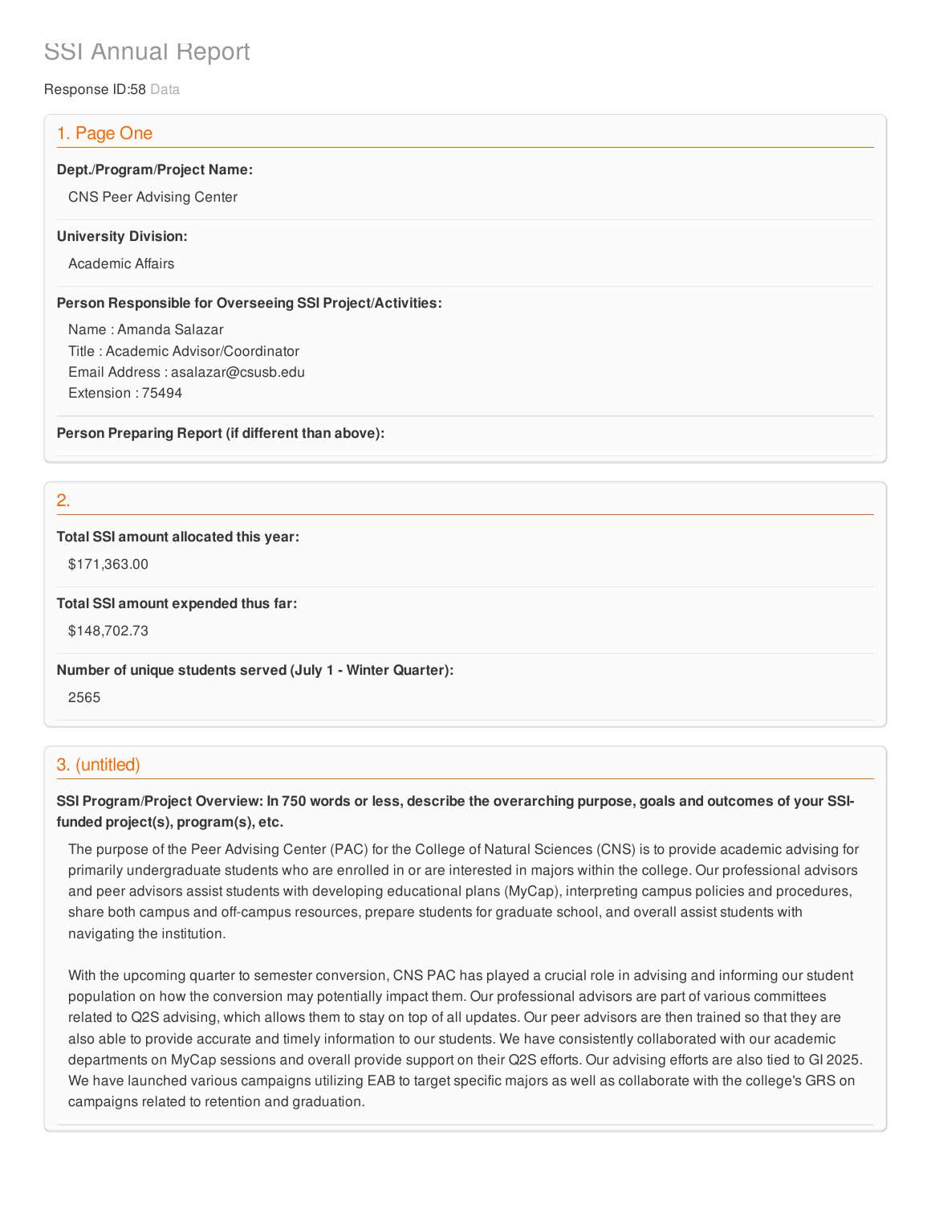# SSI Annual Report

Response ID:58 Data

## 1. Page One

**Dept./Program/Project Name:**

CNS Peer Advising Center

**University Division:**

Academic Affairs

**Person Responsible for Overseeing SSI Project/Activities:**

Name : Amanda Salazar
Title : Academic Advisor/Coordinator
Email Address : asalazar@csusb.edu
Extension : 75494

**Person Preparing Report (if different than above):**

## 2.

**Total SSI amount allocated this year:**

$171,363.00

**Total SSI amount expended thus far:**

$148,702.73

**Number of unique students served (July 1 - Winter Quarter):**

2565

## 3. (untitled)

**SSI Program/Project Overview: In 750 words or less, describe the overarching purpose, goals and outcomes of your SSI-funded project(s), program(s), etc.**

The purpose of the Peer Advising Center (PAC) for the College of Natural Sciences (CNS) is to provide academic advising for primarily undergraduate students who are enrolled in or are interested in majors within the college. Our professional advisors and peer advisors assist students with developing educational plans (MyCap), interpreting campus policies and procedures, share both campus and off-campus resources, prepare students for graduate school, and overall assist students with navigating the institution.

With the upcoming quarter to semester conversion, CNS PAC has played a crucial role in advising and informing our student population on how the conversion may potentially impact them. Our professional advisors are part of various committees related to Q2S advising, which allows them to stay on top of all updates. Our peer advisors are then trained so that they are also able to provide accurate and timely information to our students. We have consistently collaborated with our academic departments on MyCap sessions and overall provide support on their Q2S efforts. Our advising efforts are also tied to GI 2025. We have launched various campaigns utilizing EAB to target specific majors as well as collaborate with the college's GRS on campaigns related to retention and graduation.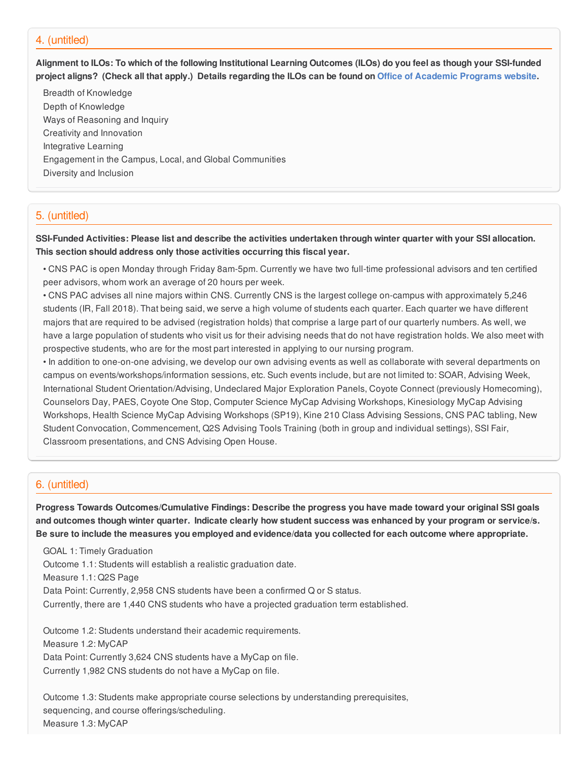## 4. (untitled)

**Alignment to ILOs: To which of the following Institutional Learning Outcomes (ILOs) do you feel as though your SSI-funded project aligns? (Check all that apply.) Details regarding the ILOs can be found on Office of Academic Programs website.**

Breadth of Knowledge
Depth of Knowledge
Ways of Reasoning and Inquiry
Creativity and Innovation
Integrative Learning
Engagement in the Campus, Local, and Global Communities
Diversity and Inclusion

## 5. (untitled)

**SSI-Funded Activities: Please list and describe the activities undertaken through winter quarter with your SSI allocation. This section should address only those activities occurring this fiscal year.**

- CNS PAC is open Monday through Friday 8am-5pm. Currently we have two full-time professional advisors and ten certified peer advisors, whom work an average of 20 hours per week.
- CNS PAC advises all nine majors within CNS. Currently CNS is the largest college on-campus with approximately 5,246 students (IR, Fall 2018). That being said, we serve a high volume of students each quarter. Each quarter we have different majors that are required to be advised (registration holds) that comprise a large part of our quarterly numbers. As well, we have a large population of students who visit us for their advising needs that do not have registration holds. We also meet with prospective students, who are for the most part interested in applying to our nursing program.
- In addition to one-on-one advising, we develop our own advising events as well as collaborate with several departments on campus on events/workshops/information sessions, etc. Such events include, but are not limited to: SOAR, Advising Week, International Student Orientation/Advising, Undeclared Major Exploration Panels, Coyote Connect (previously Homecoming), Counselors Day, PAES, Coyote One Stop, Computer Science MyCap Advising Workshops, Kinesiology MyCap Advising Workshops, Health Science MyCap Advising Workshops (SP19), Kine 210 Class Advising Sessions, CNS PAC tabling, New Student Convocation, Commencement, Q2S Advising Tools Training (both in group and individual settings), SSI Fair, Classroom presentations, and CNS Advising Open House.

## 6. (untitled)

**Progress Towards Outcomes/Cumulative Findings: Describe the progress you have made toward your original SSI goals and outcomes though winter quarter. Indicate clearly how student success was enhanced by your program or service/s. Be sure to include the measures you employed and evidence/data you collected for each outcome where appropriate.**

GOAL 1: Timely Graduation
Outcome 1.1: Students will establish a realistic graduation date.
Measure 1.1: Q2S Page
Data Point: Currently, 2,958 CNS students have been a confirmed Q or S status.
Currently, there are 1,440 CNS students who have a projected graduation term established.

Outcome 1.2: Students understand their academic requirements.
Measure 1.2: MyCAP
Data Point: Currently 3,624 CNS students have a MyCap on file.
Currently 1,982 CNS students do not have a MyCap on file.

Outcome 1.3: Students make appropriate course selections by understanding prerequisites, sequencing, and course offerings/scheduling.
Measure 1.3: MyCAP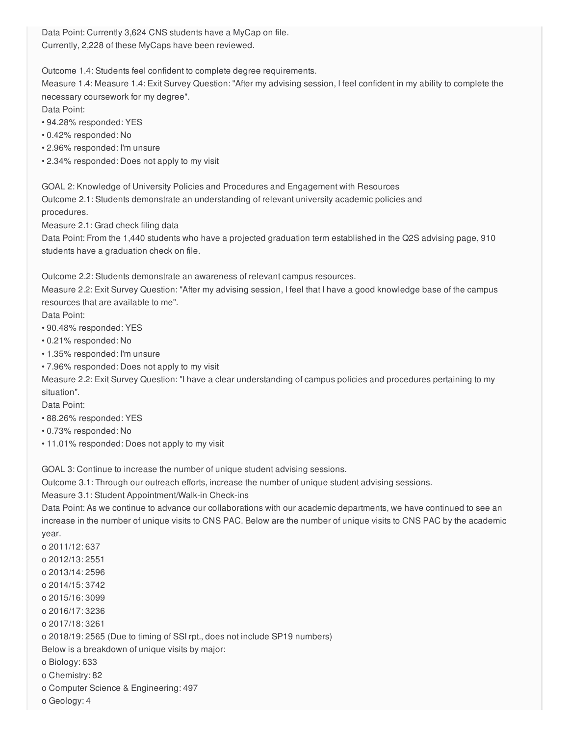Data Point: Currently 3,624 CNS students have a MyCap on file.
Currently, 2,228 of these MyCaps have been reviewed.

Outcome 1.4: Students feel confident to complete degree requirements.
Measure 1.4: Measure 1.4: Exit Survey Question: "After my advising session, I feel confident in my ability to complete the necessary coursework for my degree".
Data Point:
• 94.28% responded: YES
• 0.42% responded: No
• 2.96% responded: I'm unsure
• 2.34% responded: Does not apply to my visit

GOAL 2: Knowledge of University Policies and Procedures and Engagement with Resources
Outcome 2.1: Students demonstrate an understanding of relevant university academic policies and procedures.
Measure 2.1: Grad check filing data
Data Point: From the 1,440 students who have a projected graduation term established in the Q2S advising page, 910 students have a graduation check on file.

Outcome 2.2: Students demonstrate an awareness of relevant campus resources.
Measure 2.2: Exit Survey Question: "After my advising session, I feel that I have a good knowledge base of the campus resources that are available to me".
Data Point:
• 90.48% responded: YES
• 0.21% responded: No
• 1.35% responded: I'm unsure
• 7.96% responded: Does not apply to my visit
Measure 2.2: Exit Survey Question: "I have a clear understanding of campus policies and procedures pertaining to my situation".
Data Point:
• 88.26% responded: YES
• 0.73% responded: No
• 11.01% responded: Does not apply to my visit

GOAL 3: Continue to increase the number of unique student advising sessions.
Outcome 3.1: Through our outreach efforts, increase the number of unique student advising sessions.
Measure 3.1: Student Appointment/Walk-in Check-ins
Data Point: As we continue to advance our collaborations with our academic departments, we have continued to see an increase in the number of unique visits to CNS PAC. Below are the number of unique visits to CNS PAC by the academic year.
o 2011/12: 637
o 2012/13: 2551
o 2013/14: 2596
o 2014/15: 3742
o 2015/16: 3099
o 2016/17: 3236
o 2017/18: 3261
o 2018/19: 2565 (Due to timing of SSI rpt., does not include SP19 numbers)
Below is a breakdown of unique visits by major:
o Biology: 633
o Chemistry: 82
o Computer Science & Engineering: 497
o Geology: 4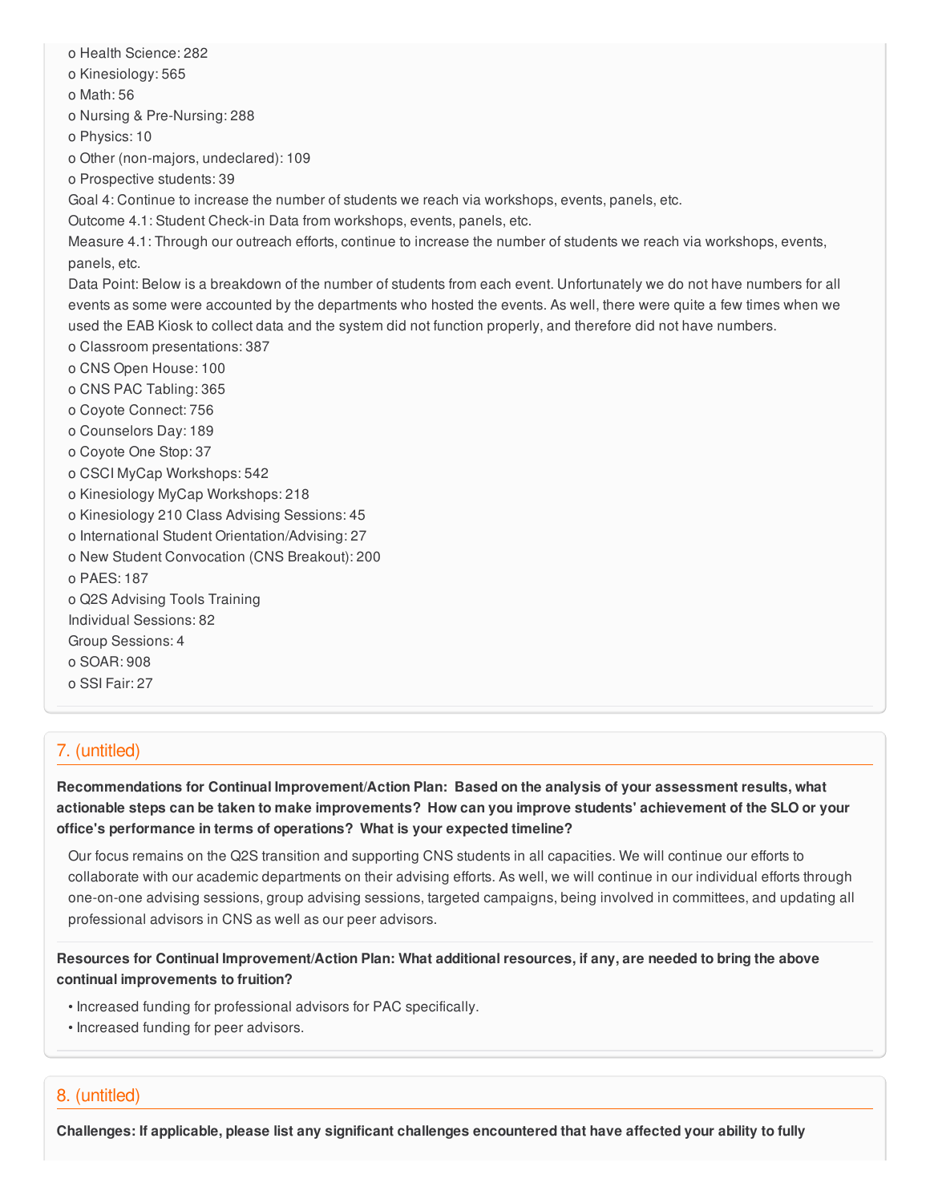- Health Science: 282
- Kinesiology: 565
- Math: 56
- Nursing & Pre-Nursing: 288
- Physics: 10
- Other (non-majors, undeclared): 109
- Prospective students: 39

Goal 4: Continue to increase the number of students we reach via workshops, events, panels, etc.

Outcome 4.1: Student Check-in Data from workshops, events, panels, etc.

Measure 4.1: Through our outreach efforts, continue to increase the number of students we reach via workshops, events, panels, etc.

Data Point: Below is a breakdown of the number of students from each event. Unfortunately we do not have numbers for all events as some were accounted by the departments who hosted the events. As well, there were quite a few times when we used the EAB Kiosk to collect data and the system did not function properly, and therefore did not have numbers.

- Classroom presentations: 387
- CNS Open House: 100
- CNS PAC Tabling: 365
- Coyote Connect: 756
- Counselors Day: 189
- Coyote One Stop: 37
- CSCI MyCap Workshops: 542
- Kinesiology MyCap Workshops: 218
- Kinesiology 210 Class Advising Sessions: 45
- International Student Orientation/Advising: 27
- New Student Convocation (CNS Breakout): 200
- PAES: 187
- Q2S Advising Tools Training

  Individual Sessions: 82

  Group Sessions: 4
- SOAR: 908
- SSI Fair: 27

## 7. (untitled)

**Recommendations for Continual Improvement/Action Plan: Based on the analysis of your assessment results, what actionable steps can be taken to make improvements? How can you improve students' achievement of the SLO or your office's performance in terms of operations? What is your expected timeline?**

Our focus remains on the Q2S transition and supporting CNS students in all capacities. We will continue our efforts to collaborate with our academic departments on their advising efforts. As well, we will continue in our individual efforts through one-on-one advising sessions, group advising sessions, targeted campaigns, being involved in committees, and updating all professional advisors in CNS as well as our peer advisors.

**Resources for Continual Improvement/Action Plan: What additional resources, if any, are needed to bring the above continual improvements to fruition?**

- Increased funding for professional advisors for PAC specifically.
- Increased funding for peer advisors.

## 8. (untitled)

**Challenges: If applicable, please list any significant challenges encountered that have affected your ability to fully**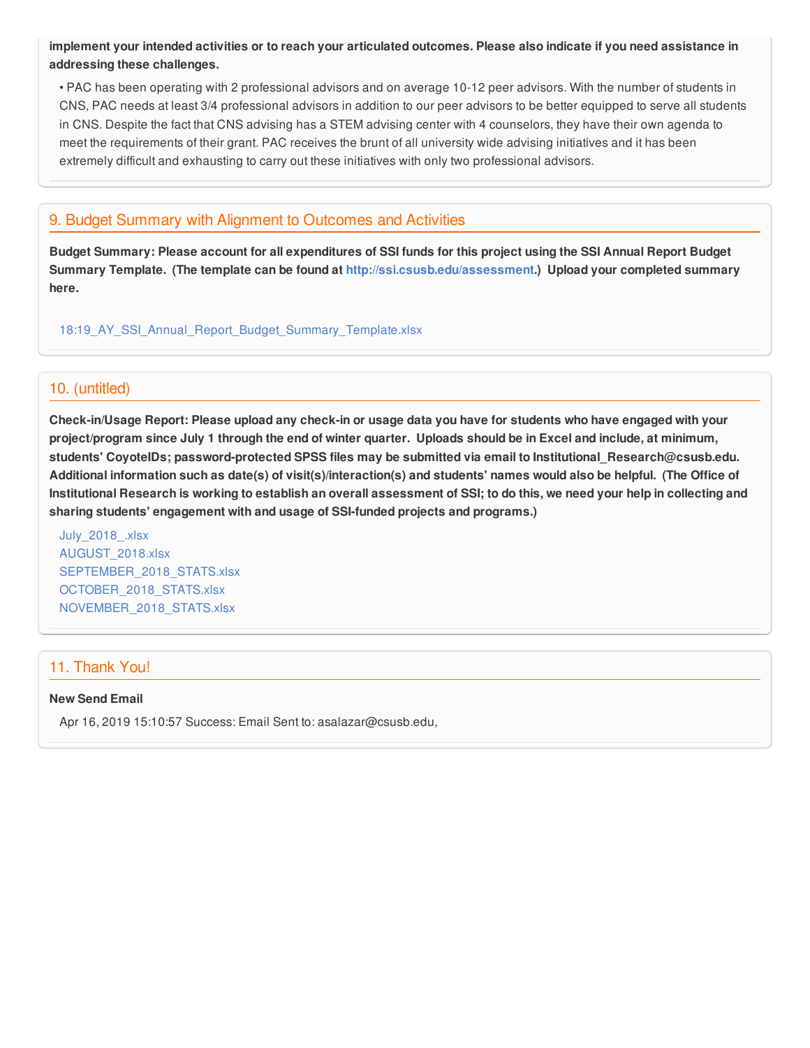**implement your intended activities or to reach your articulated outcomes. Please also indicate if you need assistance in addressing these challenges.**

- PAC has been operating with 2 professional advisors and on average 10-12 peer advisors. With the number of students in CNS, PAC needs at least 3/4 professional advisors in addition to our peer advisors to be better equipped to serve all students in CNS. Despite the fact that CNS advising has a STEM advising center with 4 counselors, they have their own agenda to meet the requirements of their grant. PAC receives the brunt of all university wide advising initiatives and it has been extremely difficult and exhausting to carry out these initiatives with only two professional advisors.

## 9. Budget Summary with Alignment to Outcomes and Activities

**Budget Summary: Please account for all expenditures of SSI funds for this project using the SSI Annual Report Budget Summary Template. (The template can be found at http://ssi.csusb.edu/assessment.) Upload your completed summary here.**

18:19_AY_SSI_Annual_Report_Budget_Summary_Template.xlsx

## 10. (untitled)

**Check-in/Usage Report: Please upload any check-in or usage data you have for students who have engaged with your project/program since July 1 through the end of winter quarter. Uploads should be in Excel and include, at minimum, students' CoyoteIDs; password-protected SPSS files may be submitted via email to Institutional_Research@csusb.edu. Additional information such as date(s) of visit(s)/interaction(s) and students' names would also be helpful. (The Office of Institutional Research is working to establish an overall assessment of SSI; to do this, we need your help in collecting and sharing students' engagement with and usage of SSI-funded projects and programs.)**

July_2018_.xlsx
AUGUST_2018.xlsx
SEPTEMBER_2018_STATS.xlsx
OCTOBER_2018_STATS.xlsx
NOVEMBER_2018_STATS.xlsx

## 11. Thank You!

**New Send Email**

Apr 16, 2019 15:10:57 Success: Email Sent to: asalazar@csusb.edu,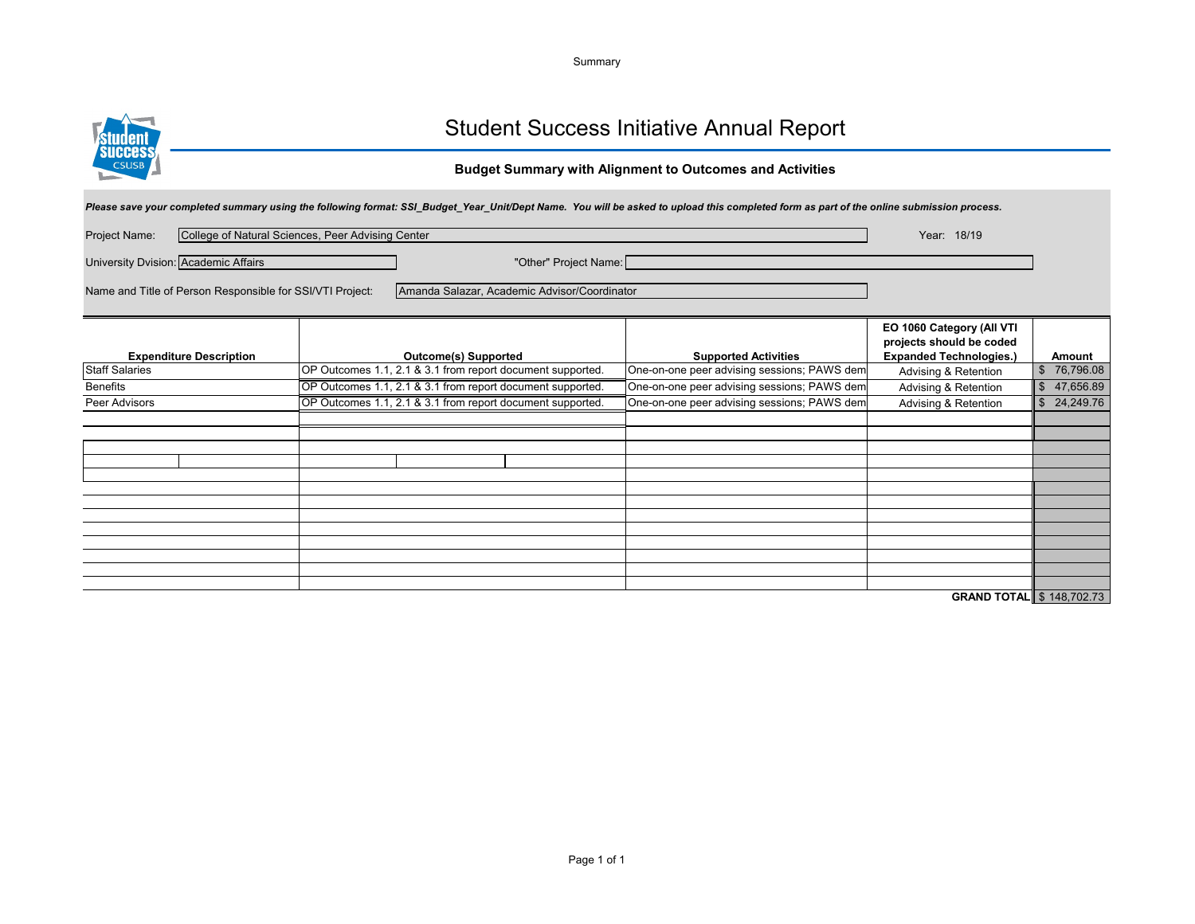# Student Success Initiative Annual Report

## Budget Summary with Alignment to Outcomes and Activities

***Please save your completed summary using the following format: SSI_Budget_Year_Unit/Dept Name. You will be asked to upload this completed form as part of the online submission process.***

Project Name: College of Natural Sciences, Peer Advising Center

Year: 18/19

University Dvision: Academic Affairs

"Other" Project Name:

Name and Title of Person Responsible for SSI/VTI Project: Amanda Salazar, Academic Advisor/Coordinator

| Expenditure Description | Outcome(s) Supported | Supported Activities | EO 1060 Category (All VTI projects should be coded Expanded Technologies.) | Amount |
|---|---|---|---|---|
| Staff Salaries | OP Outcomes 1.1, 2.1 & 3.1 from report document supported. | One-on-one peer advising sessions; PAWS dem | Advising & Retention | $ 76,796.08 |
| Benefits | OP Outcomes 1.1, 2.1 & 3.1 from report document supported. | One-on-one peer advising sessions; PAWS dem | Advising & Retention | $ 47,656.89 |
| Peer Advisors | OP Outcomes 1.1, 2.1 & 3.1 from report document supported. | One-on-one peer advising sessions; PAWS dem | Advising & Retention | $ 24,249.76 |
| | | | **GRAND TOTAL** | $ 148,702.73 |